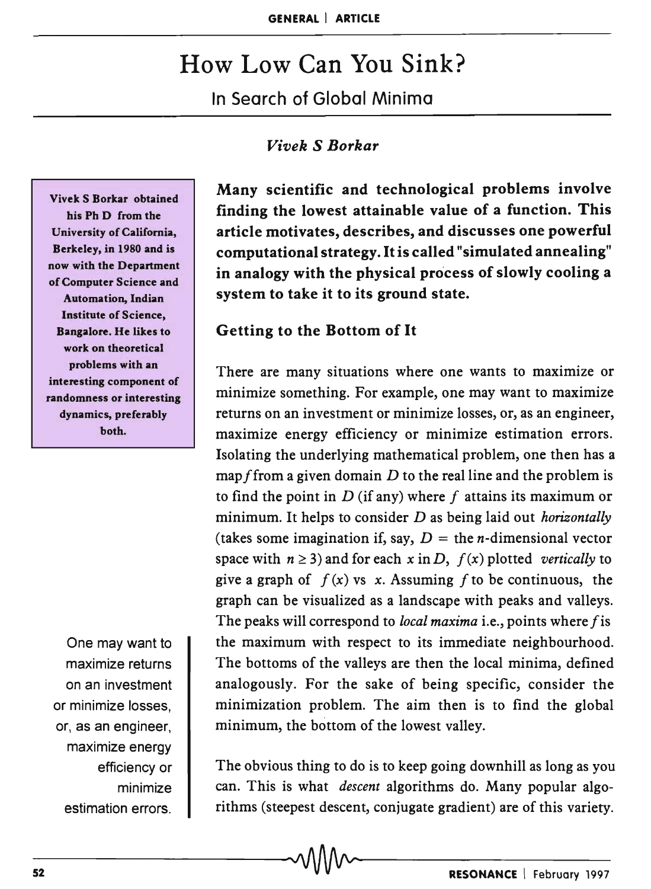# How Low Can You Sink?

## In Search of Global Minima

*Vivek S Borkar*

Vivek S Borkar obtained his Ph D from the University of California, Berkeley, in 1980 and is now with the Department of Computer Science and Automation, Indian Institute of Science, Bangalore. He likes to work on theoretical problems with an interesting component of randomness or interesting dynamics, preferably both.

**Many scientific and technological problems involve finding the lowest attainable value of a function. This article motivates, describes, and discusses one powerful computational strategy. It is called "simulated annealing" in analogy with the physical process of slowly cooling a system to take it to its ground state.**

### Getting to the Bottom of It

There are many situations where one wants to maximize or minimize something. For example, one may want to maximize returns on an investment or minimize losses, or, as an engineer, maximize energy efficiency or minimize estimation errors. Isolating the underlying mathematical problem, one then has a map $f$ from a given domain $D$ to the real line and the problem is to find the point in $D$ (if any) where $f$ attains its maximum or minimum. It helps to consider $D$ as being laid out *horizontally* (takes some imagination if, say, $D$ = the $n$-dimensional vector space with $n \geq 3$) and for each $x$ in $D$, $f(x)$ plotted *vertically* to give a graph of $f(x)$ vs $x$. Assuming $f$ to be continuous, the graph can be visualized as a landscape with peaks and valleys. The peaks will correspond to *local maxima* i.e., points where $f$ is the maximum with respect to its immediate neighbourhood. The bottoms of the valleys are then the local minima, defined analogously. For the sake of being specific, consider the minimization problem. The aim then is to find the global minimum, the bottom of the lowest valley.

One may want to maximize returns on an investment or minimize losses, or, as an engineer, maximize energy efficiency or minimize estimation errors.

The obvious thing to do is to keep going downhill as long as you can. This is what *descent* algorithms do. Many popular algorithms (steepest descent, conjugate gradient) are of this variety.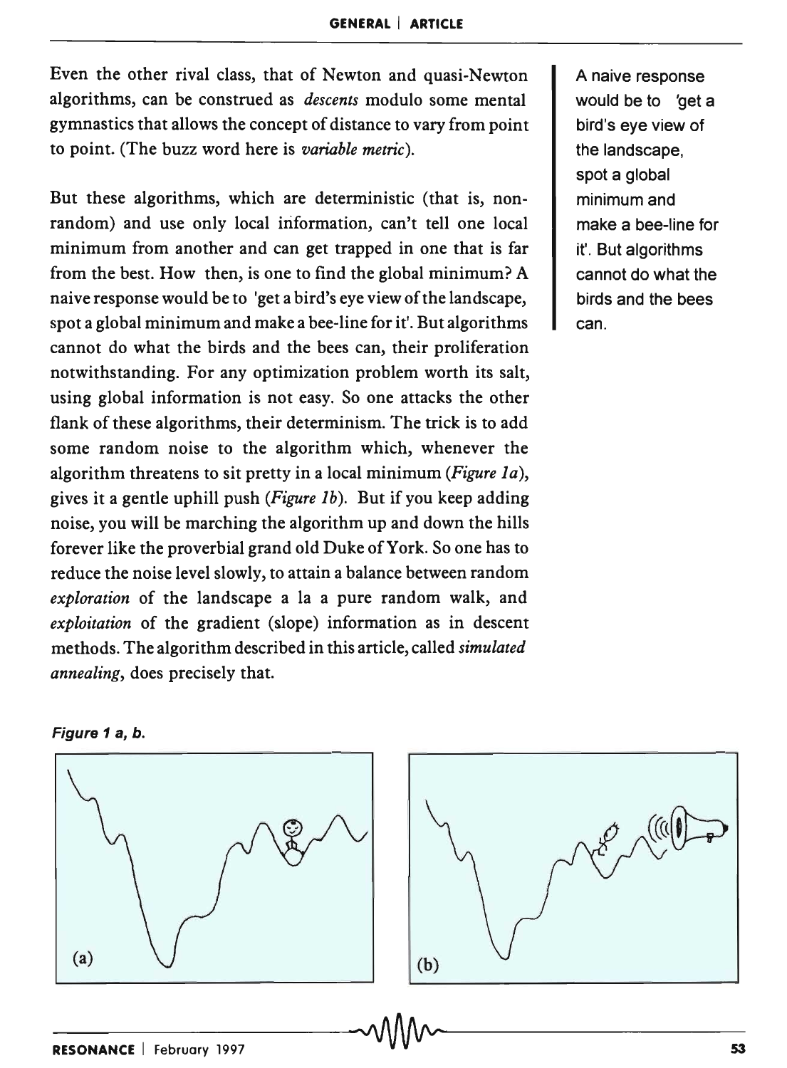Even the other rival class, that of Newton and quasi-Newton algorithms, can be construed as *descents* modulo some mental gymnastics that allows the concept of distance to vary from point to point. (The buzz word here is *variable metric*).

But these algorithms, which are deterministic (that is, non-random) and use only local information, can't tell one local minimum from another and can get trapped in one that is far from the best. How then, is one to find the global minimum? A naive response would be to 'get a bird's eye view of the landscape, spot a global minimum and make a bee-line for it'. But algorithms cannot do what the birds and the bees can, their proliferation notwithstanding. For any optimization problem worth its salt, using global information is not easy. So one attacks the other flank of these algorithms, their determinism. The trick is to add some random noise to the algorithm which, whenever the algorithm threatens to sit pretty in a local minimum (*Figure 1a*), gives it a gentle uphill push (*Figure 1b*). But if you keep adding noise, you will be marching the algorithm up and down the hills forever like the proverbial grand old Duke of York. So one has to reduce the noise level slowly, to attain a balance between random *exploration* of the landscape a la a pure random walk, and *exploitation* of the gradient (slope) information as in descent methods. The algorithm described in this article, called *simulated annealing*, does precisely that.

A naive response would be to 'get a bird's eye view of the landscape, spot a global minimum and make a bee-line for it'. But algorithms cannot do what the birds and the bees can.

**Figure 1 a, b.**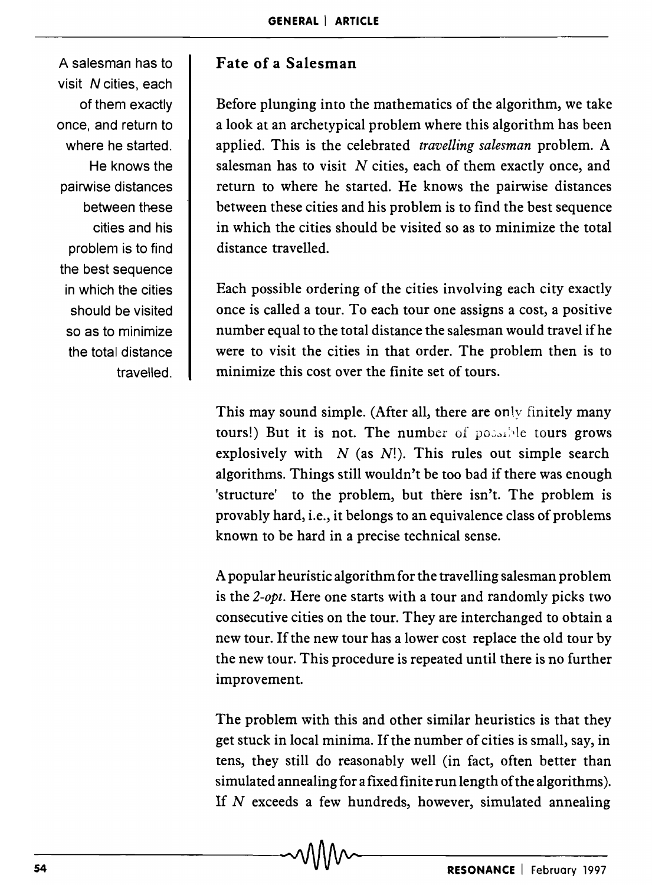A salesman has to visit $N$ cities, each of them exactly once, and return to where he started. He knows the pairwise distances between these cities and his problem is to find the best sequence in which the cities should be visited so as to minimize the total distance travelled.

### Fate of a Salesman

Before plunging into the mathematics of the algorithm, we take a look at an archetypical problem where this algorithm has been applied. This is the celebrated *travelling salesman* problem. A salesman has to visit $N$ cities, each of them exactly once, and return to where he started. He knows the pairwise distances between these cities and his problem is to find the best sequence in which the cities should be visited so as to minimize the total distance travelled.

Each possible ordering of the cities involving each city exactly once is called a tour. To each tour one assigns a cost, a positive number equal to the total distance the salesman would travel if he were to visit the cities in that order. The problem then is to minimize this cost over the finite set of tours.

This may sound simple. (After all, there are only finitely many tours!) But it is not. The number of possible tours grows explosively with $N$ (as $N!$). This rules out simple search algorithms. Things still wouldn't be too bad if there was enough 'structure' to the problem, but there isn't. The problem is provably hard, i.e., it belongs to an equivalence class of problems known to be hard in a precise technical sense.

A popular heuristic algorithm for the travelling salesman problem is the *2-opt*. Here one starts with a tour and randomly picks two consecutive cities on the tour. They are interchanged to obtain a new tour. If the new tour has a lower cost replace the old tour by the new tour. This procedure is repeated until there is no further improvement.

The problem with this and other similar heuristics is that they get stuck in local minima. If the number of cities is small, say, in tens, they still do reasonably well (in fact, often better than simulated annealing for a fixed finite run length of the algorithms). If $N$ exceeds a few hundreds, however, simulated annealing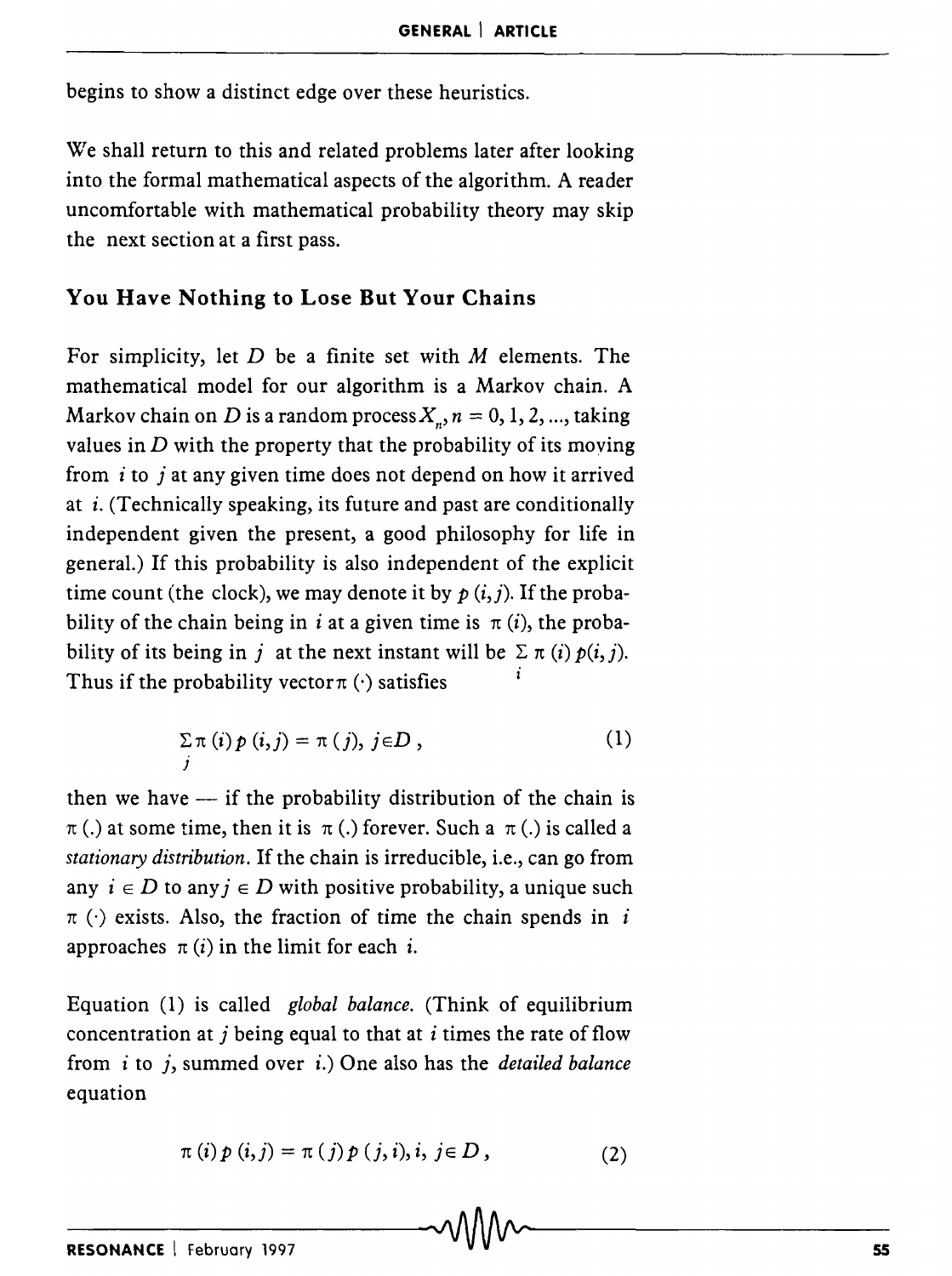begins to show a distinct edge over these heuristics.

We shall return to this and related problems later after looking into the formal mathematical aspects of the algorithm. A reader uncomfortable with mathematical probability theory may skip the next section at a first pass.

## You Have Nothing to Lose But Your Chains

For simplicity, let $D$ be a finite set with $M$ elements. The mathematical model for our algorithm is a Markov chain. A Markov chain on $D$ is a random process $X_n$, $n = 0, 1, 2, \ldots$, taking values in $D$ with the property that the probability of its moving from $i$ to $j$ at any given time does not depend on how it arrived at $i$. (Technically speaking, its future and past are conditionally independent given the present, a good philosophy for life in general.) If this probability is also independent of the explicit time count (the clock), we may denote it by $p(i, j)$. If the probability of the chain being in $i$ at a given time is $\pi(i)$, the probability of its being in $j$ at the next instant will be $\sum_i \pi(i)\, p(i, j)$. Thus if the probability vector $\pi(\cdot)$ satisfies

$$\sum_j \pi(i)\, p(i, j) = \pi(j),\ j \in D, \tag{1}$$

then we have — if the probability distribution of the chain is $\pi(.)$ at some time, then it is $\pi(.)$ forever. Such a $\pi(.)$ is called a *stationary distribution*. If the chain is irreducible, i.e., can go from any $i \in D$ to any $j \in D$ with positive probability, a unique such $\pi(\cdot)$ exists. Also, the fraction of time the chain spends in $i$ approaches $\pi(i)$ in the limit for each $i$.

Equation (1) is called *global balance*. (Think of equilibrium concentration at $j$ being equal to that at $i$ times the rate of flow from $i$ to $j$, summed over $i$.) One also has the *detailed balance* equation

$$\pi(i)\, p(i, j) = \pi(j)\, p(j, i), i, j \in D, \tag{2}$$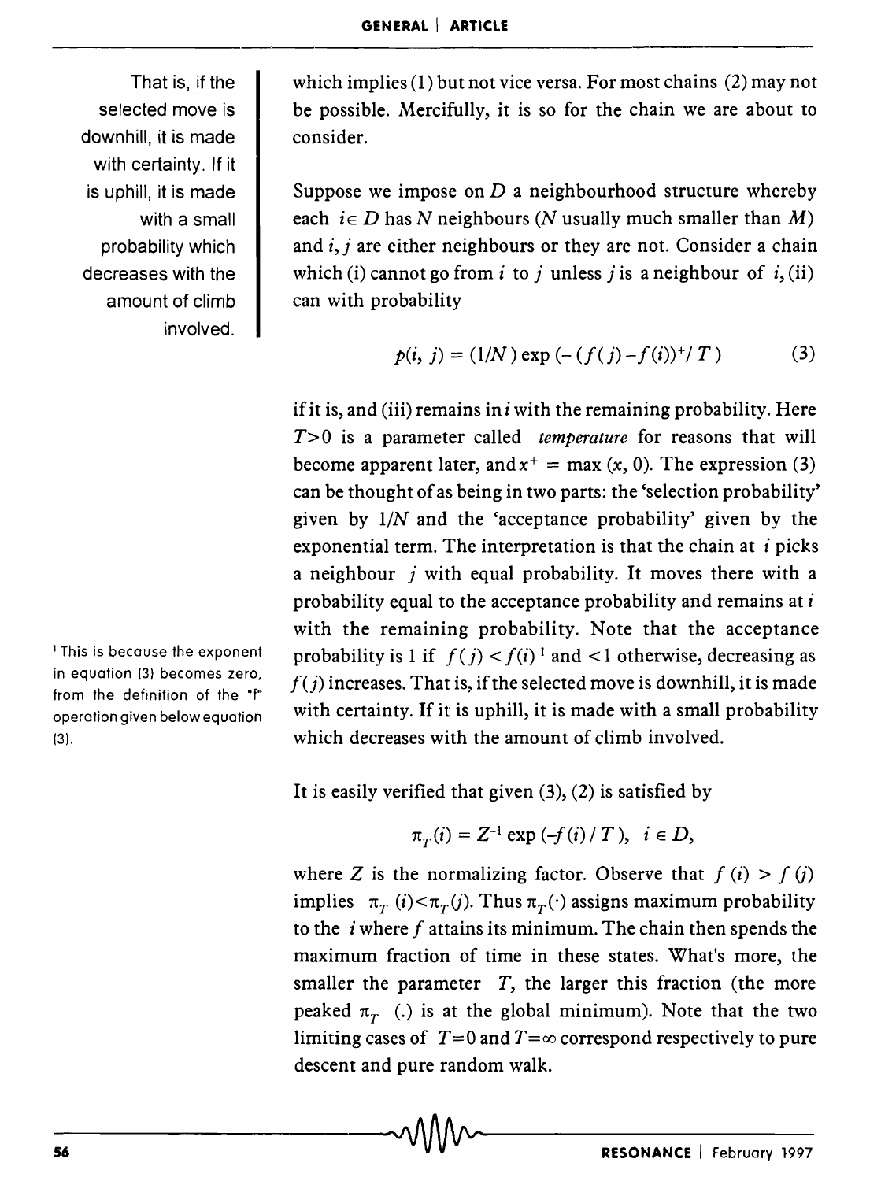which implies (1) but not vice versa. For most chains (2) may not be possible. Mercifully, it is so for the chain we are about to consider.

Suppose we impose on $D$ a neighbourhood structure whereby each $i \in D$ has $N$ neighbours ($N$ usually much smaller than $M$) and $i, j$ are either neighbours or they are not. Consider a chain which (i) cannot go from $i$ to $j$ unless $j$ is a neighbour of $i$, (ii) can with probability

$$p(i, j) = (1/N) \exp(-(f(j) - f(i))^+ / T) \qquad (3)$$

if it is, and (iii) remains in $i$ with the remaining probability. Here $T > 0$ is a parameter called *temperature* for reasons that will become apparent later, and $x^+ = \max(x, 0)$. The expression (3) can be thought of as being in two parts: the 'selection probability' given by $1/N$ and the 'acceptance probability' given by the exponential term. The interpretation is that the chain at $i$ picks a neighbour $j$ with equal probability. It moves there with a probability equal to the acceptance probability and remains at $i$ with the remaining probability. Note that the acceptance probability is 1 if $f(j) < f(i)$ [1] and $<1$ otherwise, decreasing as $f(j)$ increases. That is, if the selected move is downhill, it is made with certainty. If it is uphill, it is made with a small probability which decreases with the amount of climb involved.

[1] This is because the exponent in equation (3) becomes zero, from the definition of the "+" operation given below equation (3).

That is, if the selected move is downhill, it is made with certainty. If it is uphill, it is made with a small probability which decreases with the amount of climb involved.

It is easily verified that given (3), (2) is satisfied by

$$\pi_T(i) = Z^{-1} \exp(-f(i) / T), \quad i \in D,$$

where $Z$ is the normalizing factor. Observe that $f(i) > f(j)$ implies $\pi_T(i) < \pi_T(j)$. Thus $\pi_T(\cdot)$ assigns maximum probability to the $i$ where $f$ attains its minimum. The chain then spends the maximum fraction of time in these states. What's more, the smaller the parameter $T$, the larger this fraction (the more peaked $\pi_T(.)$ is at the global minimum). Note that the two limiting cases of $T = 0$ and $T = \infty$ correspond respectively to pure descent and pure random walk.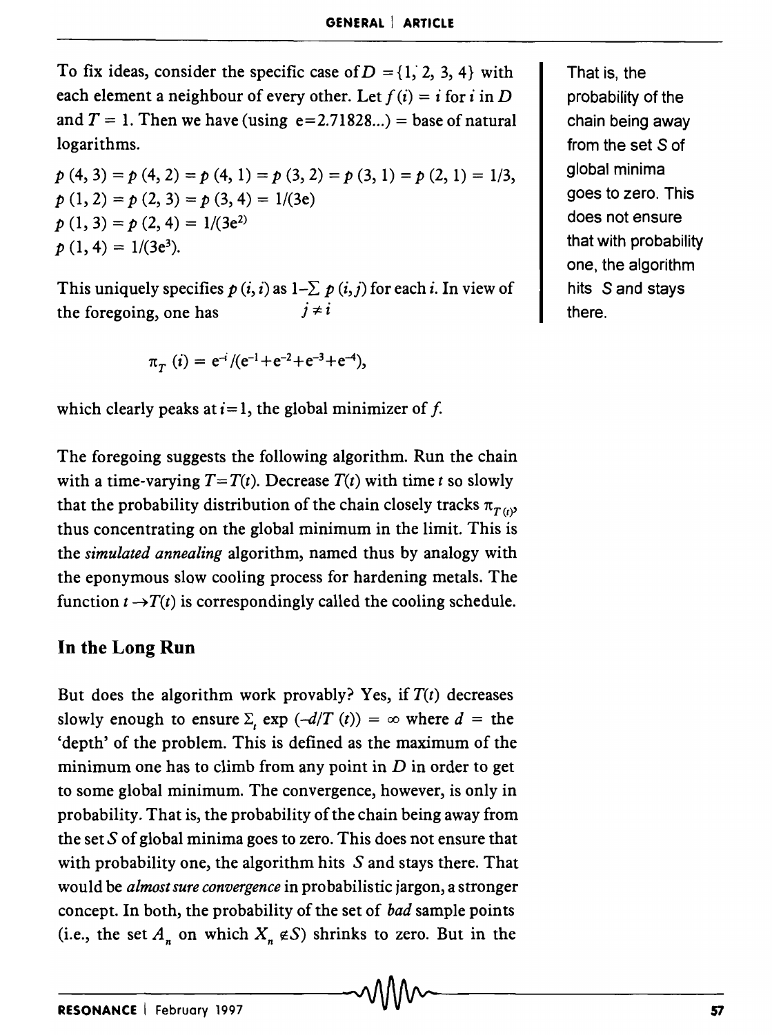To fix ideas, consider the specific case of $D = \{1, 2, 3, 4\}$ with each element a neighbour of every other. Let $f(i) = i$ for $i$ in $D$ and $T = 1$. Then we have (using e=2.71828...) = base of natural logarithms.

$p(4, 3) = p(4, 2) = p(4, 1) = p(3, 2) = p(3, 1) = p(2, 1) = 1/3,$
$p(1, 2) = p(2, 3) = p(3, 4) = 1/(3e)$
$p(1, 3) = p(2, 4) = 1/(3e^2)$
$p(1, 4) = 1/(3e^3).$

This uniquely specifies $p(i, i)$ as $1 - \sum_{j \neq i} p(i, j)$ for each $i$. In view of the foregoing, one has

$$\pi_T(i) = e^{-i}/(e^{-1}+e^{-2}+e^{-3}+e^{-4}),$$

which clearly peaks at $i=1$, the global minimizer of $f$.

The foregoing suggests the following algorithm. Run the chain with a time-varying $T=T(t)$. Decrease $T(t)$ with time $t$ so slowly that the probability distribution of the chain closely tracks $\pi_{T(t)}$, thus concentrating on the global minimum in the limit. This is the *simulated annealing* algorithm, named thus by analogy with the eponymous slow cooling process for hardening metals. The function $t \to T(t)$ is correspondingly called the cooling schedule.

## In the Long Run

But does the algorithm work provably? Yes, if $T(t)$ decreases slowly enough to ensure $\Sigma_t \exp(-d/T(t)) = \infty$ where $d$ = the 'depth' of the problem. This is defined as the maximum of the minimum one has to climb from any point in $D$ in order to get to some global minimum. The convergence, however, is only in probability. That is, the probability of the chain being away from the set $S$ of global minima goes to zero. This does not ensure that with probability one, the algorithm hits $S$ and stays there. That would be *almost sure convergence* in probabilistic jargon, a stronger concept. In both, the probability of the set of *bad* sample points (i.e., the set $A_n$ on which $X_n \notin S$) shrinks to zero. But in the

That is, the probability of the chain being away from the set S of global minima goes to zero. This does not ensure that with probability one, the algorithm hits S and stays there.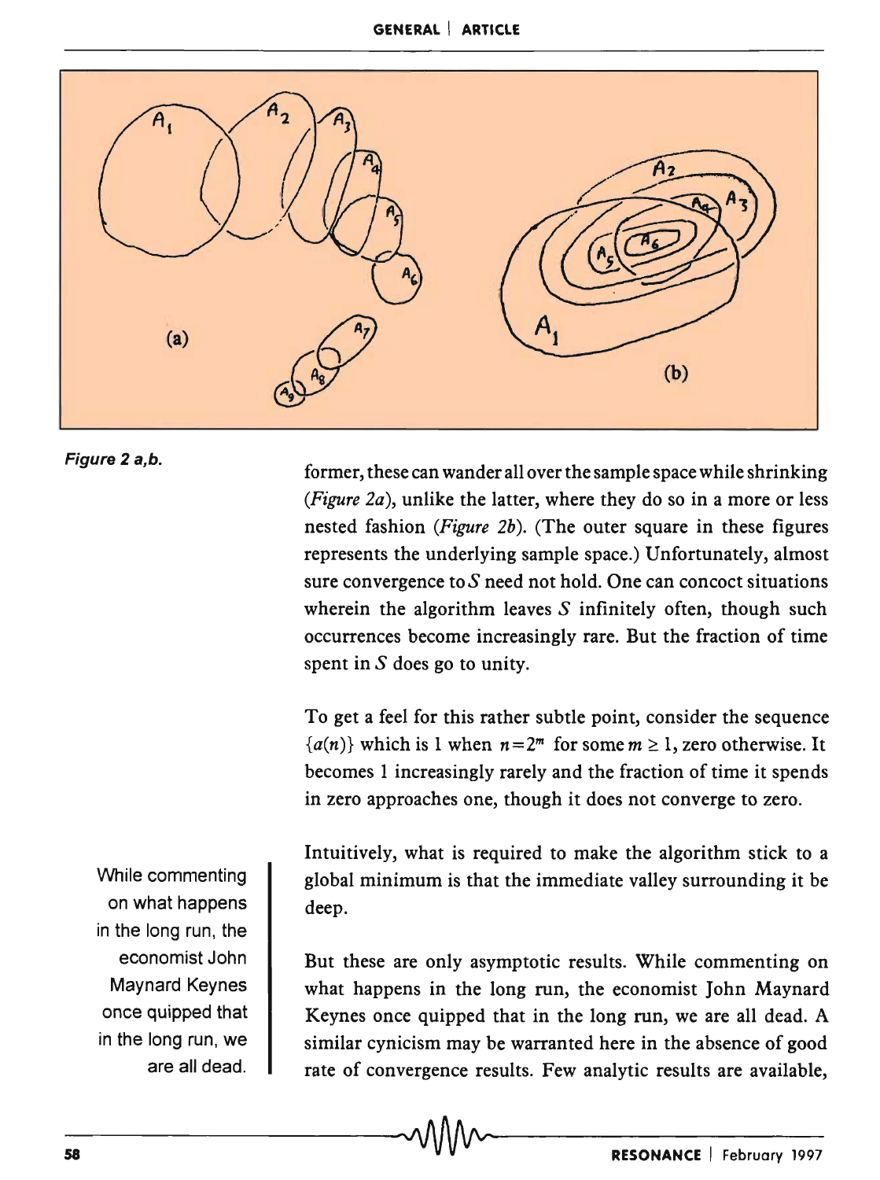Figure 2 a,b.

former, these can wander all over the sample space while shrinking (*Figure 2a*), unlike the latter, where they do so in a more or less nested fashion (*Figure 2b*). (The outer square in these figures represents the underlying sample space.) Unfortunately, almost sure convergence to $S$ need not hold. One can concoct situations wherein the algorithm leaves $S$ infinitely often, though such occurrences become increasingly rare. But the fraction of time spent in $S$ does go to unity.

To get a feel for this rather subtle point, consider the sequence $\{a(n)\}$ which is 1 when $n = 2^m$ for some $m \geq 1$, zero otherwise. It becomes 1 increasingly rarely and the fraction of time it spends in zero approaches one, though it does not converge to zero.

Intuitively, what is required to make the algorithm stick to a global minimum is that the immediate valley surrounding it be deep.

While commenting on what happens in the long run, the economist John Maynard Keynes once quipped that in the long run, we are all dead.

But these are only asymptotic results. While commenting on what happens in the long run, the economist John Maynard Keynes once quipped that in the long run, we are all dead. A similar cynicism may be warranted here in the absence of good rate of convergence results. Few analytic results are available,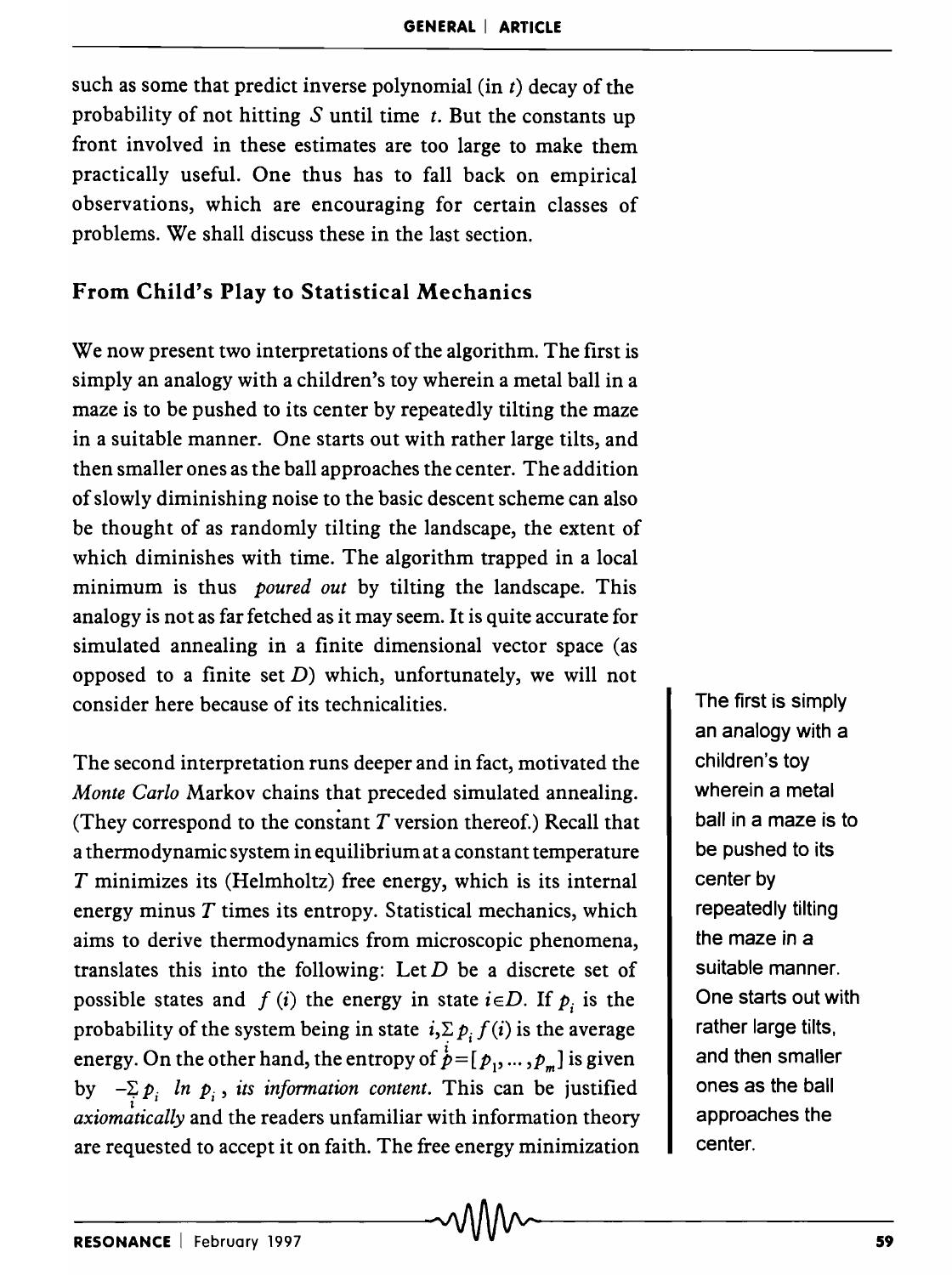such as some that predict inverse polynomial (in $t$) decay of the probability of not hitting $S$ until time $t$. But the constants up front involved in these estimates are too large to make them practically useful. One thus has to fall back on empirical observations, which are encouraging for certain classes of problems. We shall discuss these in the last section.

## From Child's Play to Statistical Mechanics

We now present two interpretations of the algorithm. The first is simply an analogy with a children's toy wherein a metal ball in a maze is to be pushed to its center by repeatedly tilting the maze in a suitable manner. One starts out with rather large tilts, and then smaller ones as the ball approaches the center. The addition of slowly diminishing noise to the basic descent scheme can also be thought of as randomly tilting the landscape, the extent of which diminishes with time. The algorithm trapped in a local minimum is thus *poured out* by tilting the landscape. This analogy is not as far fetched as it may seem. It is quite accurate for simulated annealing in a finite dimensional vector space (as opposed to a finite set $D$) which, unfortunately, we will not consider here because of its technicalities.

The first is simply an analogy with a children's toy wherein a metal ball in a maze is to be pushed to its center by repeatedly tilting the maze in a suitable manner. One starts out with rather large tilts, and then smaller ones as the ball approaches the center.

The second interpretation runs deeper and in fact, motivated the *Monte Carlo* Markov chains that preceded simulated annealing. (They correspond to the constant $T$ version thereof.) Recall that a thermodynamic system in equilibrium at a constant temperature $T$ minimizes its (Helmholtz) free energy, which is its internal energy minus $T$ times its entropy. Statistical mechanics, which aims to derive thermodynamics from microscopic phenomena, translates this into the following: Let $D$ be a discrete set of possible states and $f(i)$ the energy in state $i \in D$. If $p_i$ is the probability of the system being in state $i$, $\sum_i p_i f(i)$ is the average energy. On the other hand, the entropy of $p = [p_1, \ldots, p_m]$ is given by $-\sum_i p_i \ln p_i$, *its information content*. This can be justified *axiomatically* and the readers unfamiliar with information theory are requested to accept it on faith. The free energy minimization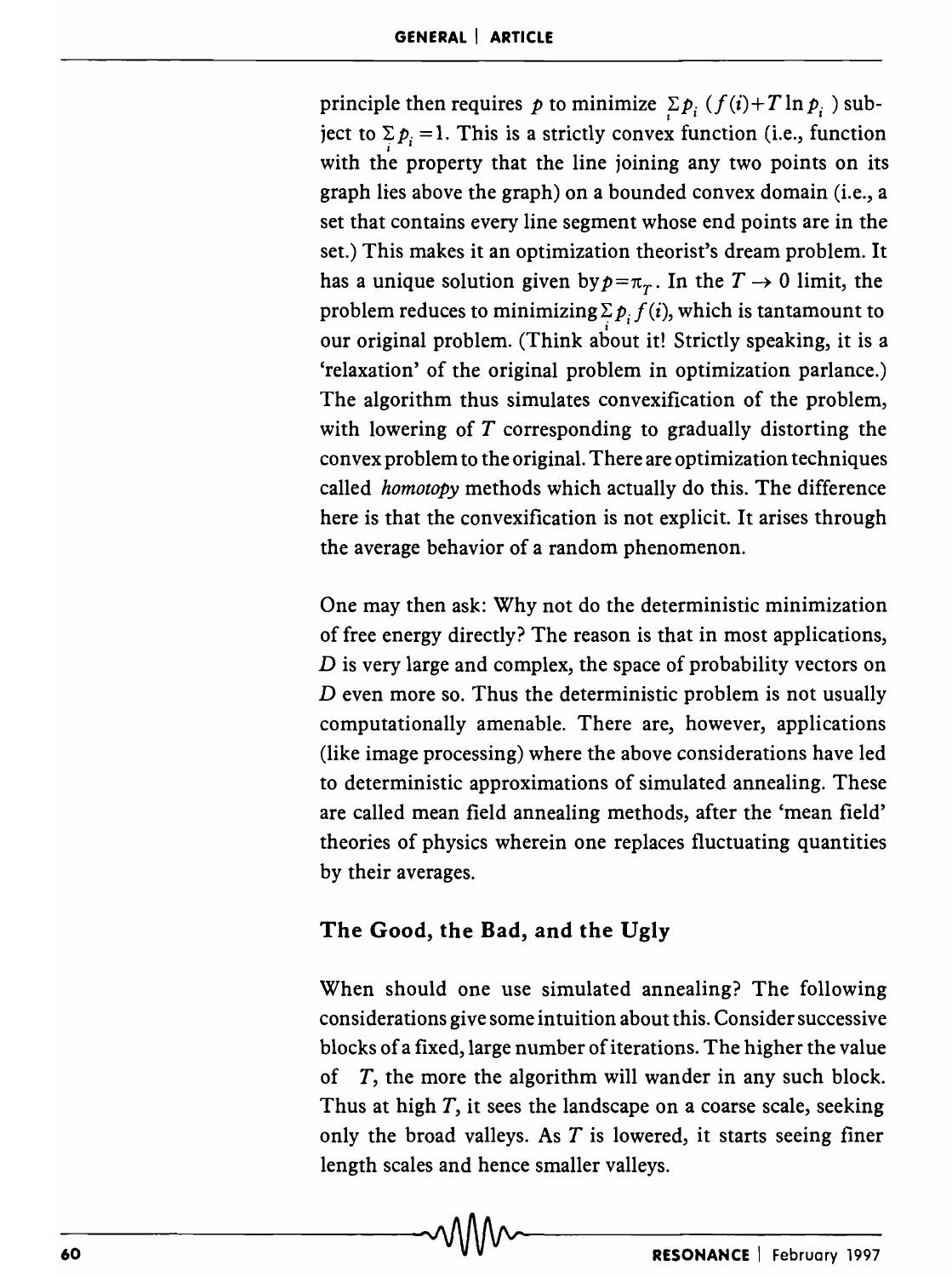principle then requires $p$ to minimize $\sum_i p_i\,(f(i)+T\ln p_i)$ subject to $\sum_i p_i = 1$. This is a strictly convex function (i.e., function with the property that the line joining any two points on its graph lies above the graph) on a bounded convex domain (i.e., a set that contains every line segment whose end points are in the set.) This makes it an optimization theorist's dream problem. It has a unique solution given by $p = \pi_T$. In the $T \to 0$ limit, the problem reduces to minimizing $\sum_i p_i f(i)$, which is tantamount to our original problem. (Think about it! Strictly speaking, it is a 'relaxation' of the original problem in optimization parlance.) The algorithm thus simulates convexification of the problem, with lowering of $T$ corresponding to gradually distorting the convex problem to the original. There are optimization techniques called *homotopy* methods which actually do this. The difference here is that the convexification is not explicit. It arises through the average behavior of a random phenomenon.

One may then ask: Why not do the deterministic minimization of free energy directly? The reason is that in most applications, $D$ is very large and complex, the space of probability vectors on $D$ even more so. Thus the deterministic problem is not usually computationally amenable. There are, however, applications (like image processing) where the above considerations have led to deterministic approximations of simulated annealing. These are called mean field annealing methods, after the 'mean field' theories of physics wherein one replaces fluctuating quantities by their averages.

## The Good, the Bad, and the Ugly

When should one use simulated annealing? The following considerations give some intuition about this. Consider successive blocks of a fixed, large number of iterations. The higher the value of $T$, the more the algorithm will wander in any such block. Thus at high $T$, it sees the landscape on a coarse scale, seeking only the broad valleys. As $T$ is lowered, it starts seeing finer length scales and hence smaller valleys.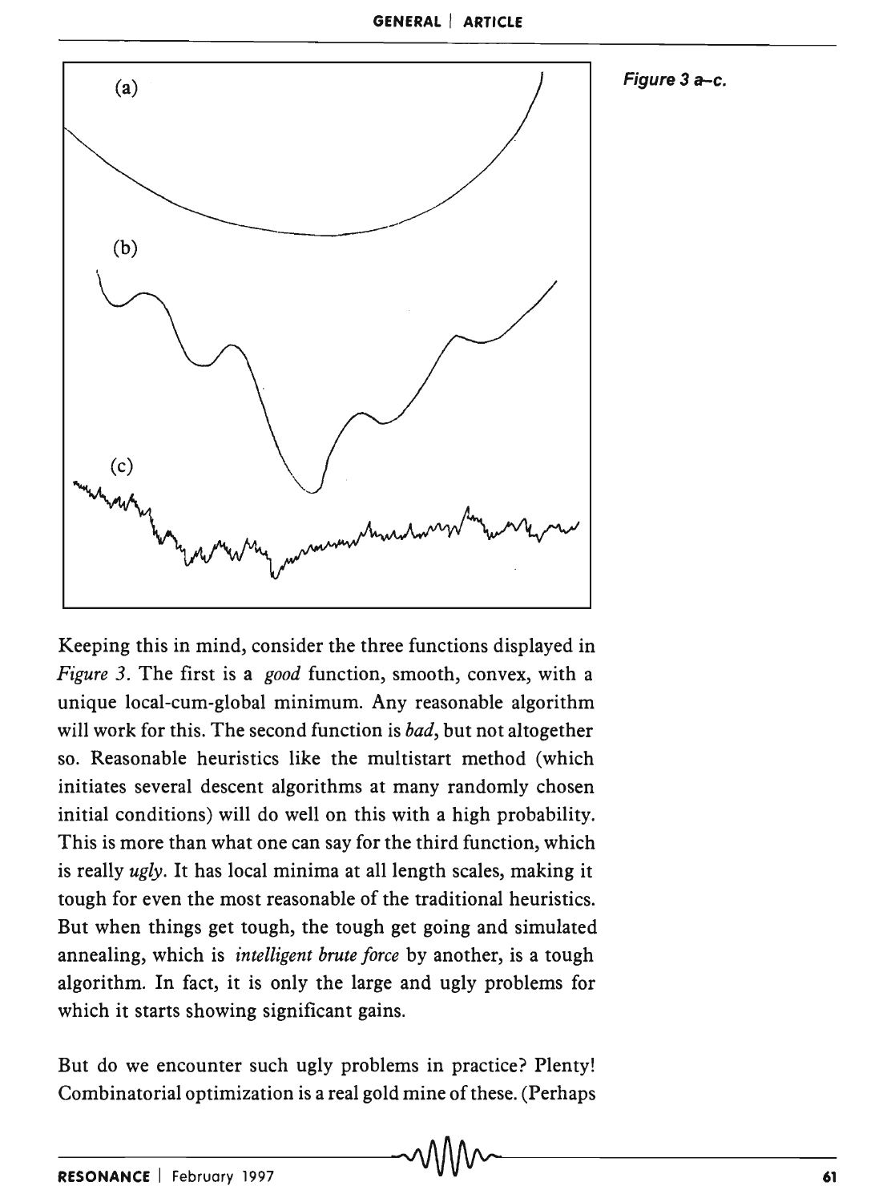Figure 3 a–c.

Keeping this in mind, consider the three functions displayed in *Figure 3*. The first is a *good* function, smooth, convex, with a unique local-cum-global minimum. Any reasonable algorithm will work for this. The second function is *bad*, but not altogether so. Reasonable heuristics like the multistart method (which initiates several descent algorithms at many randomly chosen initial conditions) will do well on this with a high probability. This is more than what one can say for the third function, which is really *ugly*. It has local minima at all length scales, making it tough for even the most reasonable of the traditional heuristics. But when things get tough, the tough get going and simulated annealing, which is *intelligent brute force* by another, is a tough algorithm. In fact, it is only the large and ugly problems for which it starts showing significant gains.

But do we encounter such ugly problems in practice? Plenty! Combinatorial optimization is a real gold mine of these. (Perhaps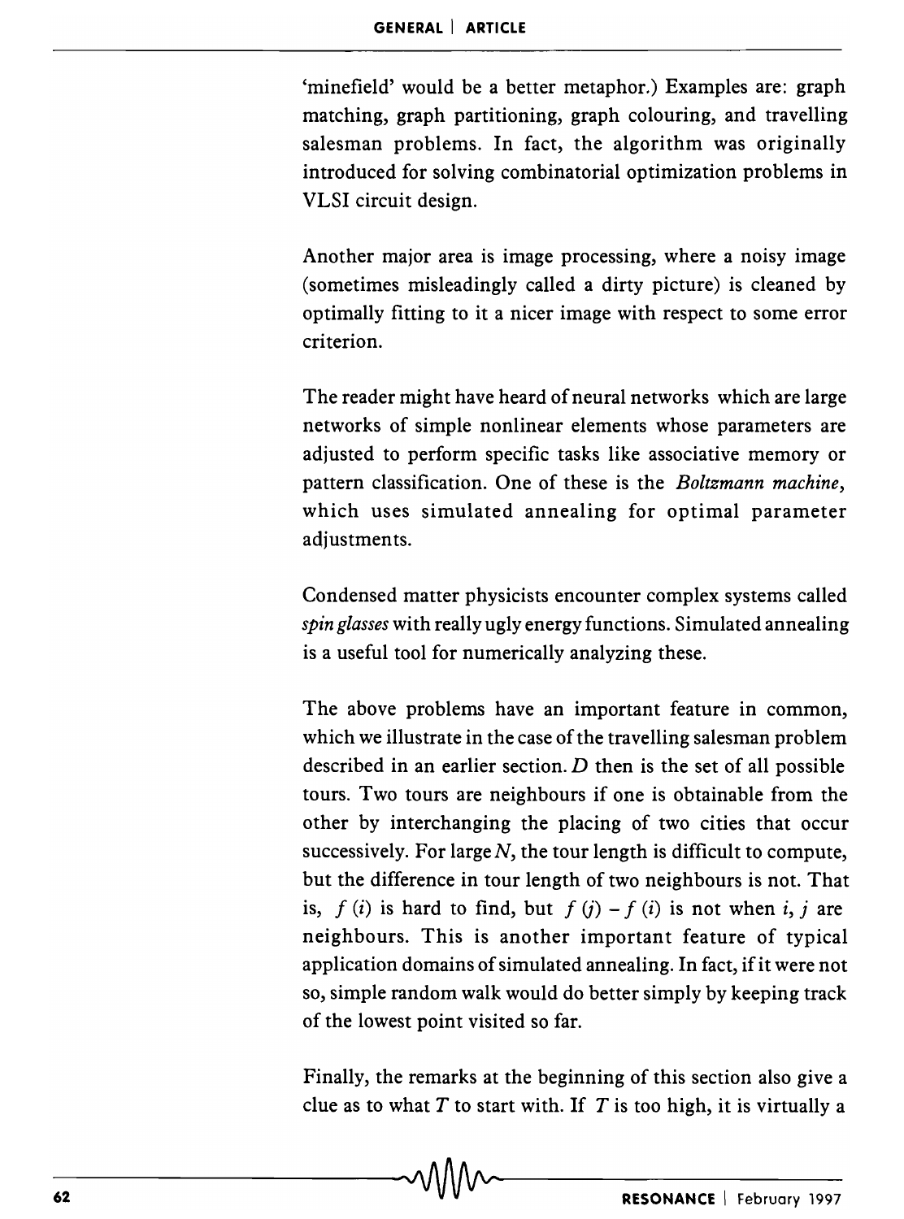'minefield' would be a better metaphor.) Examples are: graph matching, graph partitioning, graph colouring, and travelling salesman problems. In fact, the algorithm was originally introduced for solving combinatorial optimization problems in VLSI circuit design.

Another major area is image processing, where a noisy image (sometimes misleadingly called a dirty picture) is cleaned by optimally fitting to it a nicer image with respect to some error criterion.

The reader might have heard of neural networks which are large networks of simple nonlinear elements whose parameters are adjusted to perform specific tasks like associative memory or pattern classification. One of these is the *Boltzmann machine*, which uses simulated annealing for optimal parameter adjustments.

Condensed matter physicists encounter complex systems called *spin glasses* with really ugly energy functions. Simulated annealing is a useful tool for numerically analyzing these.

The above problems have an important feature in common, which we illustrate in the case of the travelling salesman problem described in an earlier section. $D$ then is the set of all possible tours. Two tours are neighbours if one is obtainable from the other by interchanging the placing of two cities that occur successively. For large $N$, the tour length is difficult to compute, but the difference in tour length of two neighbours is not. That is, $f(i)$ is hard to find, but $f(j) - f(i)$ is not when $i, j$ are neighbours. This is another important feature of typical application domains of simulated annealing. In fact, if it were not so, simple random walk would do better simply by keeping track of the lowest point visited so far.

Finally, the remarks at the beginning of this section also give a clue as to what $T$ to start with. If $T$ is too high, it is virtually a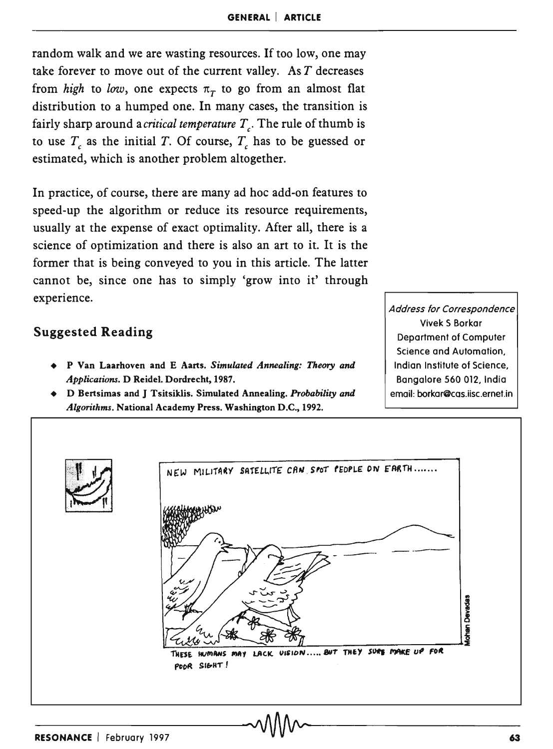random walk and we are wasting resources. If too low, one may take forever to move out of the current valley. As $T$ decreases from *high* to *low*, one expects $\pi_T$ to go from an almost flat distribution to a humped one. In many cases, the transition is fairly sharp around a *critical temperature* $T_c$. The rule of thumb is to use $T_c$ as the initial $T$. Of course, $T_c$ has to be guessed or estimated, which is another problem altogether.

In practice, of course, there are many ad hoc add-on features to speed-up the algorithm or reduce its resource requirements, usually at the expense of exact optimality. After all, there is a science of optimization and there is also an art to it. It is the former that is being conveyed to you in this article. The latter cannot be, since one has to simply 'grow into it' through experience.

## Suggested Reading

- **P Van Laarhoven and E Aarts.** ***Simulated Annealing: Theory and Applications.*** **D Reidel. Dordrecht, 1987.**
- **D Bertsimas and J Tsitsiklis. Simulated Annealing.** ***Probability and Algorithms.*** **National Academy Press. Washington D.C., 1992.**

*Address for Correspondence*
Vivek S Borkar
Department of Computer Science and Automation,
Indian Institute of Science,
Bangalore 560 012, India
email: borkar@csa.iisc.ernet.in

NEW MILITARY SATELLITE CAN SPOT PEOPLE ON EARTH.......

THESE HUMANS MAY LACK VISION..... BUT THEY SURE MAKE UP FOR POOR SIGHT!

Mohan Devadas